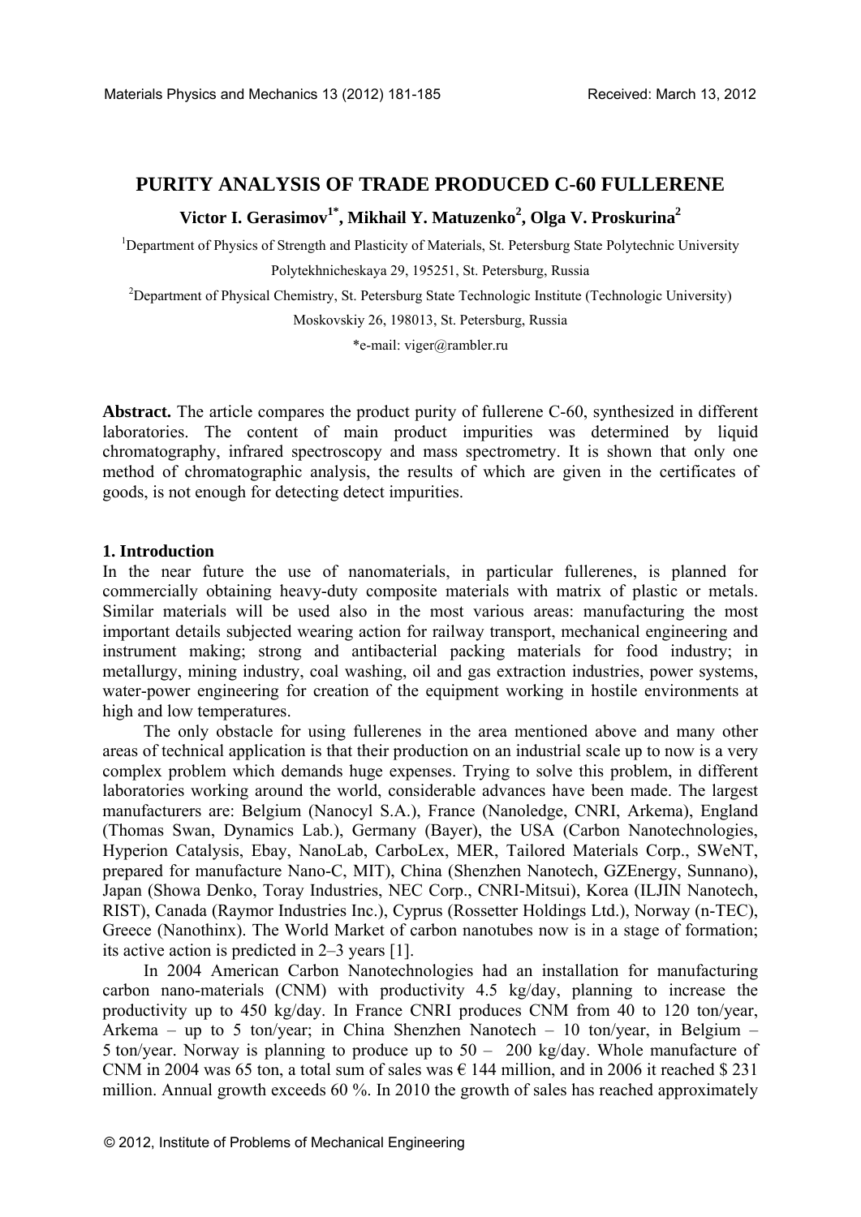# PURITY ANALYSIS OF TRADE PRODUCED C-60 FULLERENE

**Victor I. Gerasimov[1*], Mikhail Y. Matuzenko[2], Olga V. Proskurina[2]**

[1]Department of Physics of Strength and Plasticity of Materials, St. Petersburg State Polytechnic University

Polytekhnicheskaya 29, 195251, St. Petersburg, Russia

[2]Department of Physical Chemistry, St. Petersburg State Technologic Institute (Technologic University)

Moskovskiy 26, 198013, St. Petersburg, Russia

*e-mail: viger@rambler.ru

**Abstract.** The article compares the product purity of fullerene C-60, synthesized in different laboratories. The content of main product impurities was determined by liquid chromatography, infrared spectroscopy and mass spectrometry. It is shown that only one method of chromatographic analysis, the results of which are given in the certificates of goods, is not enough for detecting detect impurities.

## 1. Introduction

In the near future the use of nanomaterials, in particular fullerenes, is planned for commercially obtaining heavy-duty composite materials with matrix of plastic or metals. Similar materials will be used also in the most various areas: manufacturing the most important details subjected wearing action for railway transport, mechanical engineering and instrument making; strong and antibacterial packing materials for food industry; in metallurgy, mining industry, coal washing, oil and gas extraction industries, power systems, water-power engineering for creation of the equipment working in hostile environments at high and low temperatures.

The only obstacle for using fullerenes in the area mentioned above and many other areas of technical application is that their production on an industrial scale up to now is a very complex problem which demands huge expenses. Trying to solve this problem, in different laboratories working around the world, considerable advances have been made. The largest manufacturers are: Belgium (Nanocyl S.A.), France (Nanoledge, CNRI, Arkema), England (Thomas Swan, Dynamics Lab.), Germany (Bayer), the USA (Carbon Nanotechnologies, Hyperion Catalysis, Ebay, NanoLab, CarboLex, MER, Tailored Materials Corp., SWeNT, prepared for manufacture Nano-C, MIT), China (Shenzhen Nanotech, GZEnergy, Sunnano), Japan (Showa Denko, Toray Industries, NEC Corp., CNRI-Mitsui), Korea (ILJIN Nanotech, RIST), Canada (Raymor Industries Inc.), Cyprus (Rossetter Holdings Ltd.), Norway (n-TEC), Greece (Nanothinx). The World Market of carbon nanotubes now is in a stage of formation; its active action is predicted in 2–3 years [1].

In 2004 American Carbon Nanotechnologies had an installation for manufacturing carbon nano-materials (CNM) with productivity 4.5 kg/day, planning to increase the productivity up to 450 kg/day. In France CNRI produces CNM from 40 to 120 ton/year, Arkema – up to 5 ton/year; in China Shenzhen Nanotech – 10 ton/year, in Belgium – 5 ton/year. Norway is planning to produce up to 50 – 200 kg/day. Whole manufacture of CNM in 2004 was 65 ton, a total sum of sales was € 144 million, and in 2006 it reached $ 231 million. Annual growth exceeds 60 %. In 2010 the growth of sales has reached approximately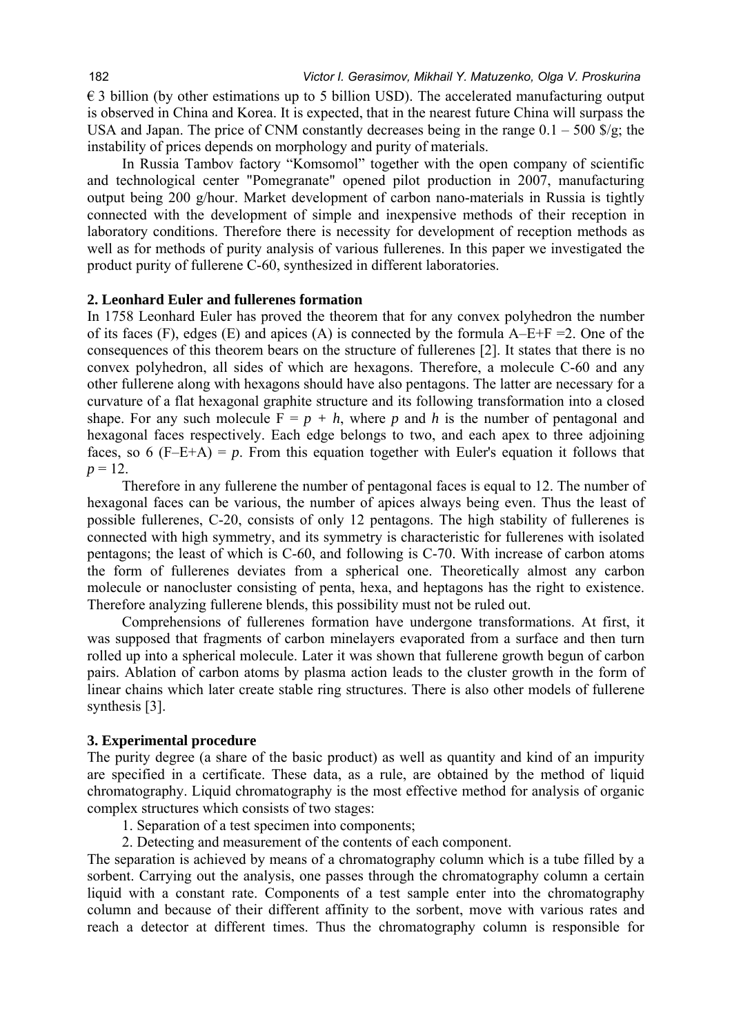€ 3 billion (by other estimations up to 5 billion USD). The accelerated manufacturing output is observed in China and Korea. It is expected, that in the nearest future China will surpass the USA and Japan. The price of CNM constantly decreases being in the range 0.1 – 500 \$/g; the instability of prices depends on morphology and purity of materials.

In Russia Tambov factory "Komsomol" together with the open company of scientific and technological center "Pomegranate" opened pilot production in 2007, manufacturing output being 200 g/hour. Market development of carbon nano-materials in Russia is tightly connected with the development of simple and inexpensive methods of their reception in laboratory conditions. Therefore there is necessity for development of reception methods as well as for methods of purity analysis of various fullerenes. In this paper we investigated the product purity of fullerene C-60, synthesized in different laboratories.

## 2. Leonhard Euler and fullerenes formation

In 1758 Leonhard Euler has proved the theorem that for any convex polyhedron the number of its faces (F), edges (E) and apices (A) is connected by the formula A–E+F =2. One of the consequences of this theorem bears on the structure of fullerenes [2]. It states that there is no convex polyhedron, all sides of which are hexagons. Therefore, a molecule C-60 and any other fullerene along with hexagons should have also pentagons. The latter are necessary for a curvature of a flat hexagonal graphite structure and its following transformation into a closed shape. For any such molecule $F = p + h$, where $p$ and $h$ is the number of pentagonal and hexagonal faces respectively. Each edge belongs to two, and each apex to three adjoining faces, so $6 (F–E+A) = p$. From this equation together with Euler's equation it follows that $p = 12$.

Therefore in any fullerene the number of pentagonal faces is equal to 12. The number of hexagonal faces can be various, the number of apices always being even. Thus the least of possible fullerenes, C-20, consists of only 12 pentagons. The high stability of fullerenes is connected with high symmetry, and its symmetry is characteristic for fullerenes with isolated pentagons; the least of which is C-60, and following is C-70. With increase of carbon atoms the form of fullerenes deviates from a spherical one. Theoretically almost any carbon molecule or nanocluster consisting of penta, hexa, and heptagons has the right to existence. Therefore analyzing fullerene blends, this possibility must not be ruled out.

Comprehensions of fullerenes formation have undergone transformations. At first, it was supposed that fragments of carbon minelayers evaporated from a surface and then turn rolled up into a spherical molecule. Later it was shown that fullerene growth begun of carbon pairs. Ablation of carbon atoms by plasma action leads to the cluster growth in the form of linear chains which later create stable ring structures. There is also other models of fullerene synthesis [3].

## 3. Experimental procedure

The purity degree (a share of the basic product) as well as quantity and kind of an impurity are specified in a certificate. These data, as a rule, are obtained by the method of liquid chromatography. Liquid chromatography is the most effective method for analysis of organic complex structures which consists of two stages:

1. Separation of a test specimen into components;
2. Detecting and measurement of the contents of each component.

The separation is achieved by means of a chromatography column which is a tube filled by a sorbent. Carrying out the analysis, one passes through the chromatography column a certain liquid with a constant rate. Components of a test sample enter into the chromatography column and because of their different affinity to the sorbent, move with various rates and reach a detector at different times. Thus the chromatography column is responsible for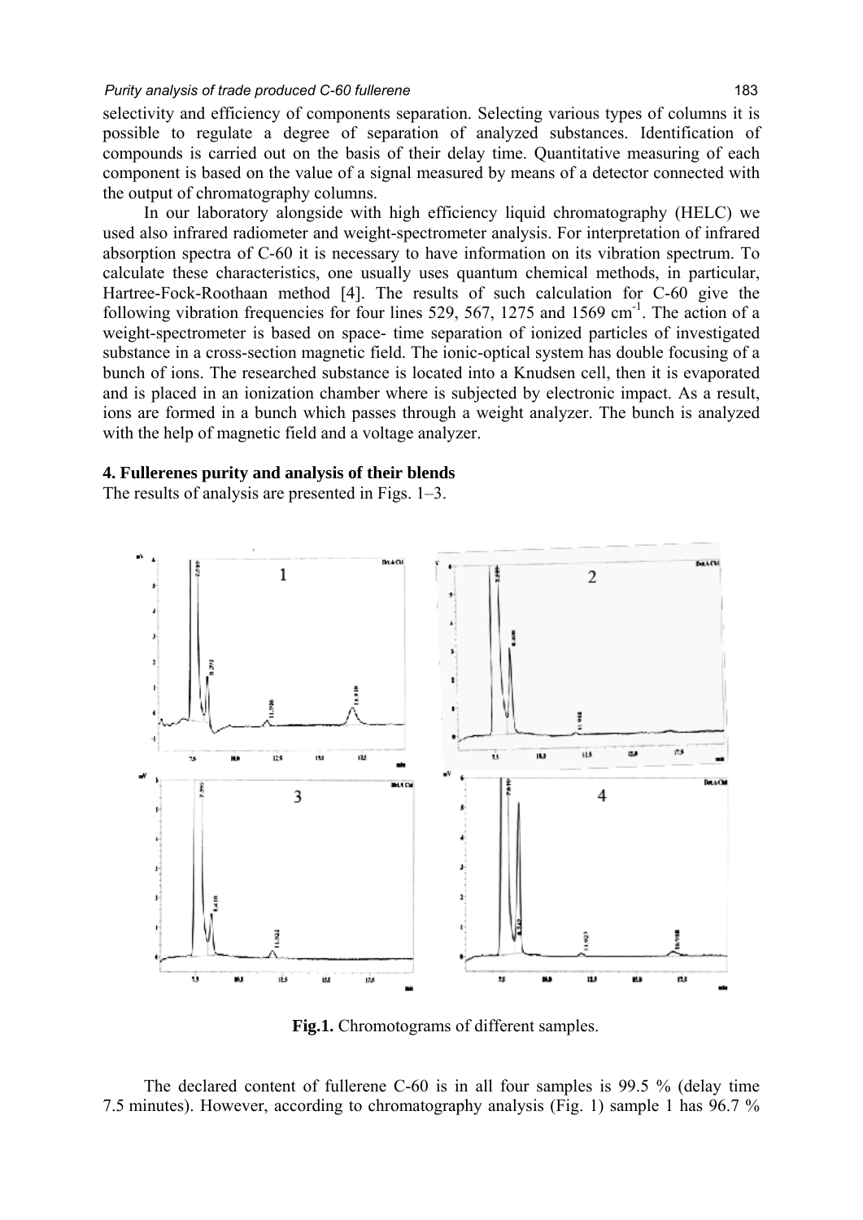selectivity and efficiency of components separation. Selecting various types of columns it is possible to regulate a degree of separation of analyzed substances. Identification of compounds is carried out on the basis of their delay time. Quantitative measuring of each component is based on the value of a signal measured by means of a detector connected with the output of chromatography columns.

In our laboratory alongside with high efficiency liquid chromatography (HELC) we used also infrared radiometer and weight-spectrometer analysis. For interpretation of infrared absorption spectra of C-60 it is necessary to have information on its vibration spectrum. To calculate these characteristics, one usually uses quantum chemical methods, in particular, Hartree-Fock-Roothaan method [4]. The results of such calculation for C-60 give the following vibration frequencies for four lines 529, 567, 1275 and 1569 $cm^{-1}$. The action of a weight-spectrometer is based on space- time separation of ionized particles of investigated substance in a cross-section magnetic field. The ionic-optical system has double focusing of a bunch of ions. The researched substance is located into a Knudsen cell, then it is evaporated and is placed in an ionization chamber where is subjected by electronic impact. As a result, ions are formed in a bunch which passes through a weight analyzer. The bunch is analyzed with the help of magnetic field and a voltage analyzer.

## 4. Fullerenes purity and analysis of their blends

The results of analysis are presented in Figs. 1–3.

**Fig.1.** Chromotograms of different samples.

The declared content of fullerene C-60 is in all four samples is 99.5 % (delay time 7.5 minutes). However, according to chromatography analysis (Fig. 1) sample 1 has 96.7 %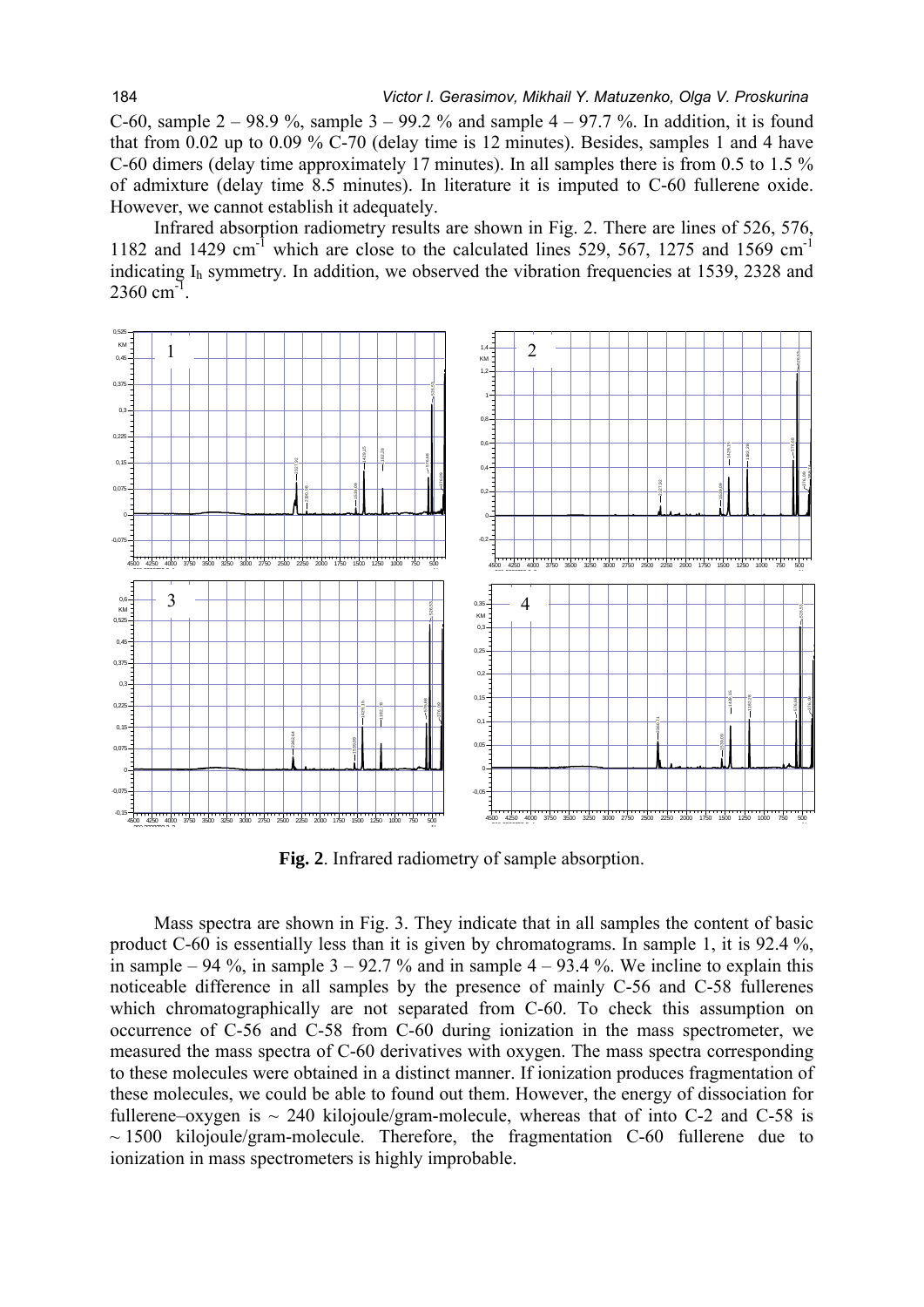C-60, sample 2 – 98.9 %, sample 3 – 99.2 % and sample 4 – 97.7 %. In addition, it is found that from 0.02 up to 0.09 % C-70 (delay time is 12 minutes). Besides, samples 1 and 4 have C-60 dimers (delay time approximately 17 minutes). In all samples there is from 0.5 to 1.5 % of admixture (delay time 8.5 minutes). In literature it is imputed to C-60 fullerene oxide. However, we cannot establish it adequately.

Infrared absorption radiometry results are shown in Fig. 2. There are lines of 526, 576, 1182 and 1429 cm$^{-1}$ which are close to the calculated lines 529, 567, 1275 and 1569 cm$^{-1}$ indicating $I_h$ symmetry. In addition, we observed the vibration frequencies at 1539, 2328 and 2360 cm$^{-1}$.

**Fig. 2**. Infrared radiometry of sample absorption.

Mass spectra are shown in Fig. 3. They indicate that in all samples the content of basic product C-60 is essentially less than it is given by chromatograms. In sample 1, it is 92.4 %, in sample – 94 %, in sample 3 – 92.7 % and in sample 4 – 93.4 %. We incline to explain this noticeable difference in all samples by the presence of mainly C-56 and C-58 fullerenes which chromatographically are not separated from C-60. To check this assumption on occurrence of C-56 and C-58 from C-60 during ionization in the mass spectrometer, we measured the mass spectra of C-60 derivatives with oxygen. The mass spectra corresponding to these molecules were obtained in a distinct manner. If ionization produces fragmentation of these molecules, we could be able to found out them. However, the energy of dissociation for fullerene–oxygen is ~ 240 kilojoule/gram-molecule, whereas that of into C-2 and C-58 is ~ 1500 kilojoule/gram-molecule. Therefore, the fragmentation C-60 fullerene due to ionization in mass spectrometers is highly improbable.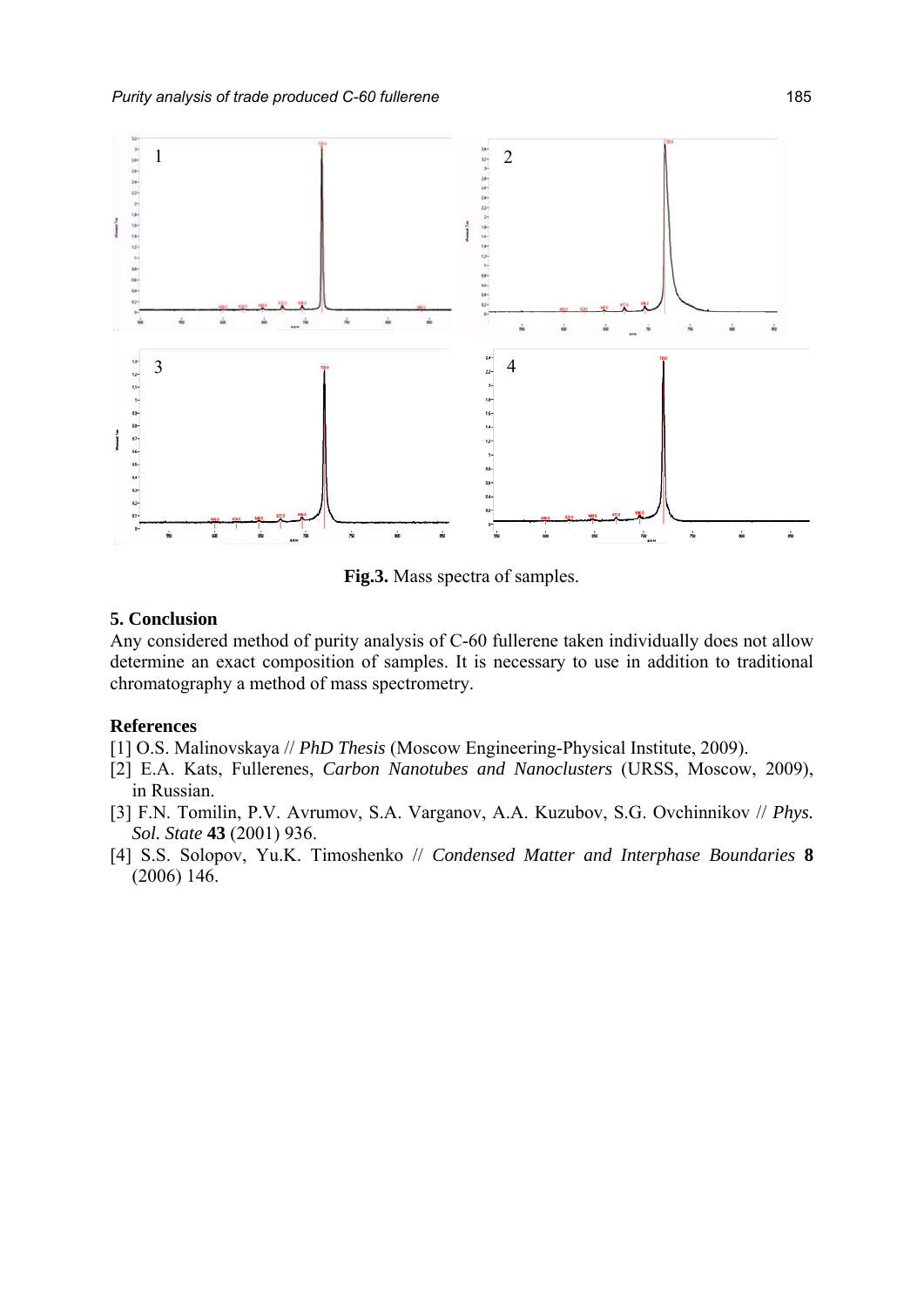1

2

3

4

**Fig.3.** Mass spectra of samples.

## 5. Conclusion

Any considered method of purity analysis of C-60 fullerene taken individually does not allow determine an exact composition of samples. It is necessary to use in addition to traditional chromatography a method of mass spectrometry.

## References

[1] O.S. Malinovskaya // *PhD Thesis* (Moscow Engineering-Physical Institute, 2009).

[2] E.A. Kats, Fullerenes, *Carbon Nanotubes and Nanoclusters* (URSS, Moscow, 2009), in Russian.

[3] F.N. Tomilin, P.V. Avrumov, S.A. Varganov, A.A. Kuzubov, S.G. Ovchinnikov // *Phys. Sol. State* **43** (2001) 936.

[4] S.S. Solopov, Yu.K. Timoshenko // *Condensed Matter and Interphase Boundaries* **8** (2006) 146.